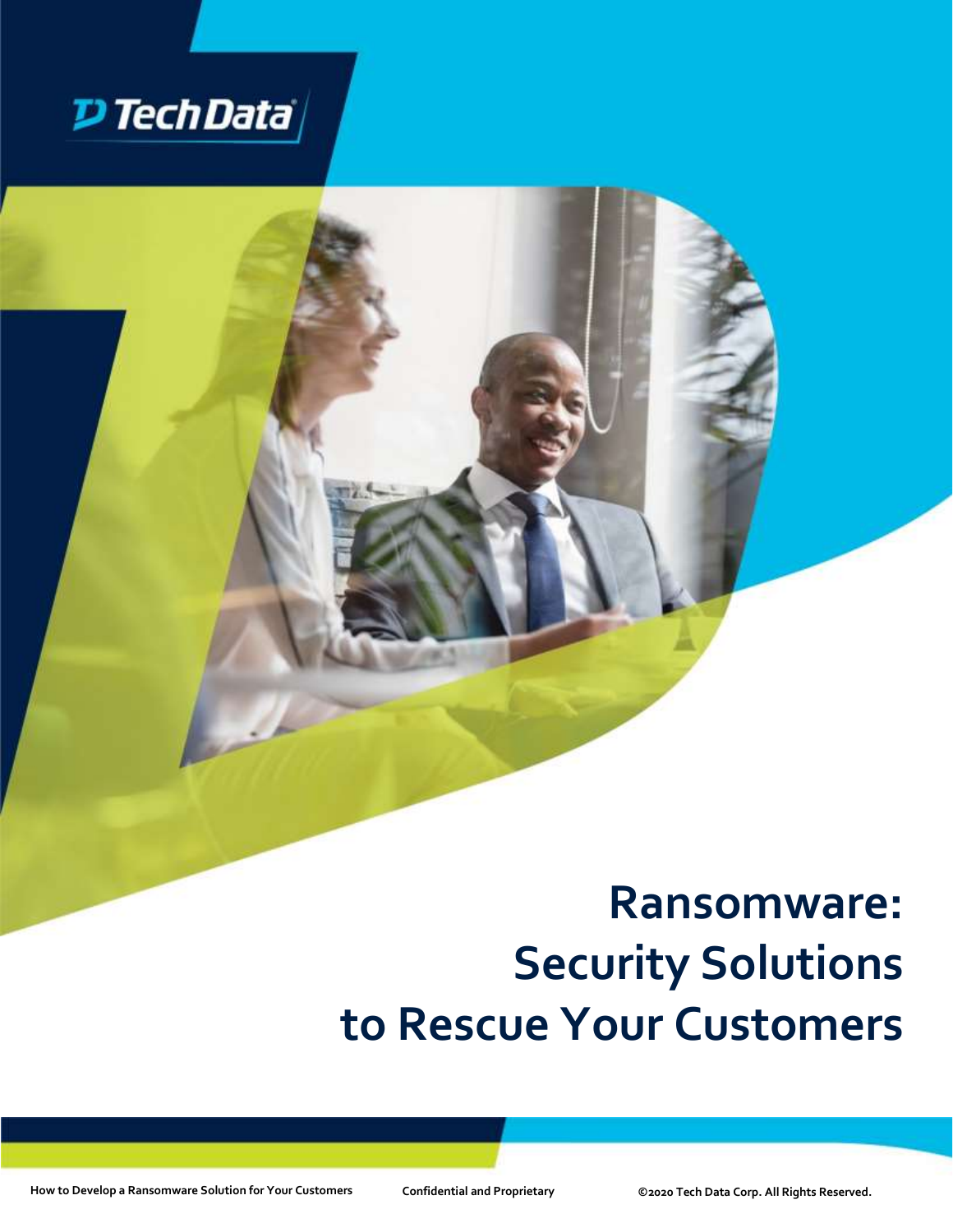Tech Data

# Ransomware: Security Solutions to Rescue Your Customers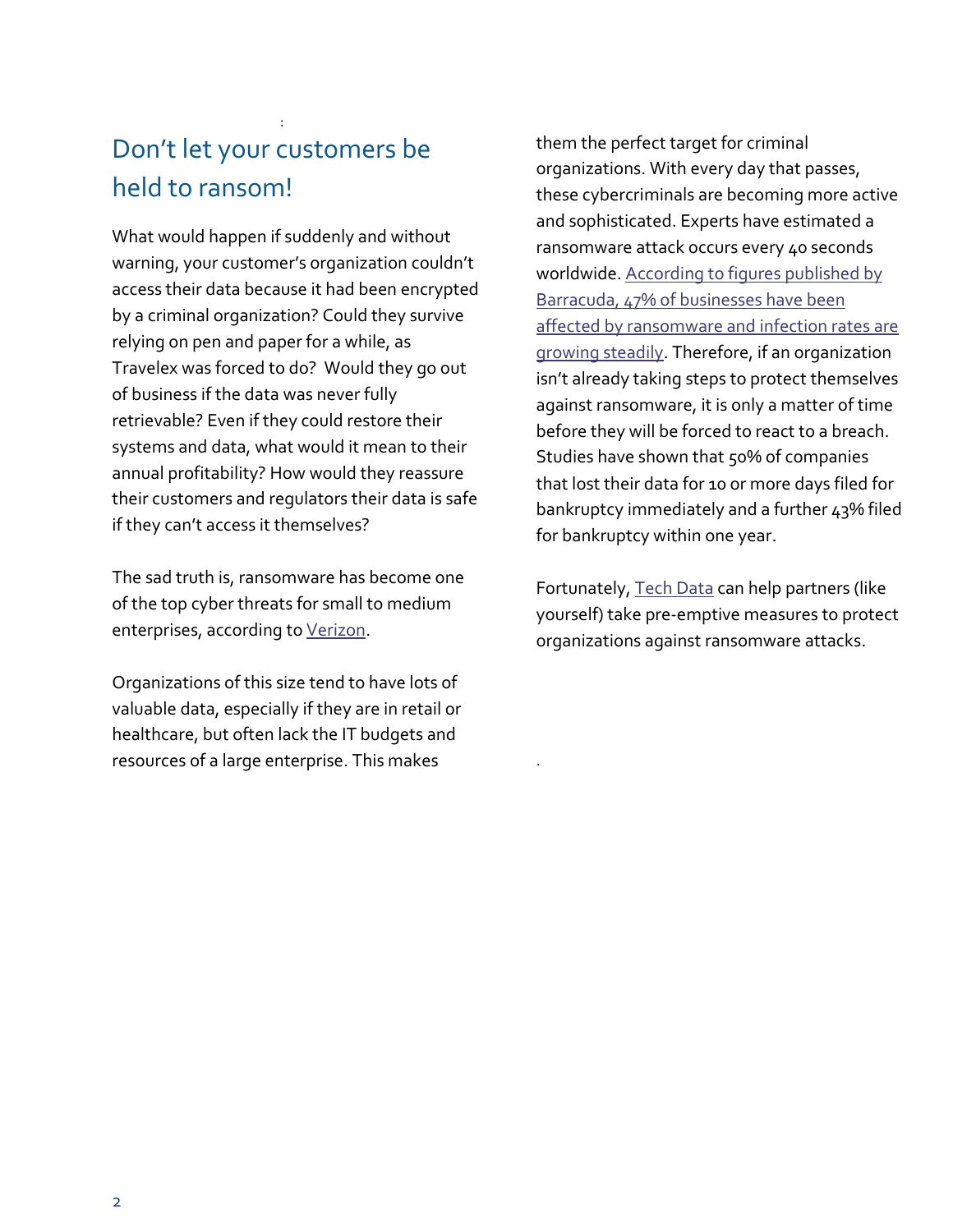## Don't let your customers be held to ransom!

What would happen if suddenly and without warning, your customer's organization couldn't access their data because it had been encrypted by a criminal organization? Could they survive relying on pen and paper for a while, as Travelex was forced to do? Would they go out of business if the data was never fully retrievable? Even if they could restore their systems and data, what would it mean to their annual profitability? How would they reassure their customers and regulators their data is safe if they can't access it themselves?

The sad truth is, ransomware has become one of the top cyber threats for small to medium enterprises, according to Verizon.

Organizations of this size tend to have lots of valuable data, especially if they are in retail or healthcare, but often lack the IT budgets and resources of a large enterprise. This makes them the perfect target for criminal organizations. With every day that passes, these cybercriminals are becoming more active and sophisticated. Experts have estimated a ransomware attack occurs every 40 seconds worldwide. According to figures published by Barracuda, 47% of businesses have been affected by ransomware and infection rates are growing steadily. Therefore, if an organization isn't already taking steps to protect themselves against ransomware, it is only a matter of time before they will be forced to react to a breach. Studies have shown that 50% of companies that lost their data for 10 or more days filed for bankruptcy immediately and a further 43% filed for bankruptcy within one year.

Fortunately, Tech Data can help partners (like yourself) take pre-emptive measures to protect organizations against ransomware attacks.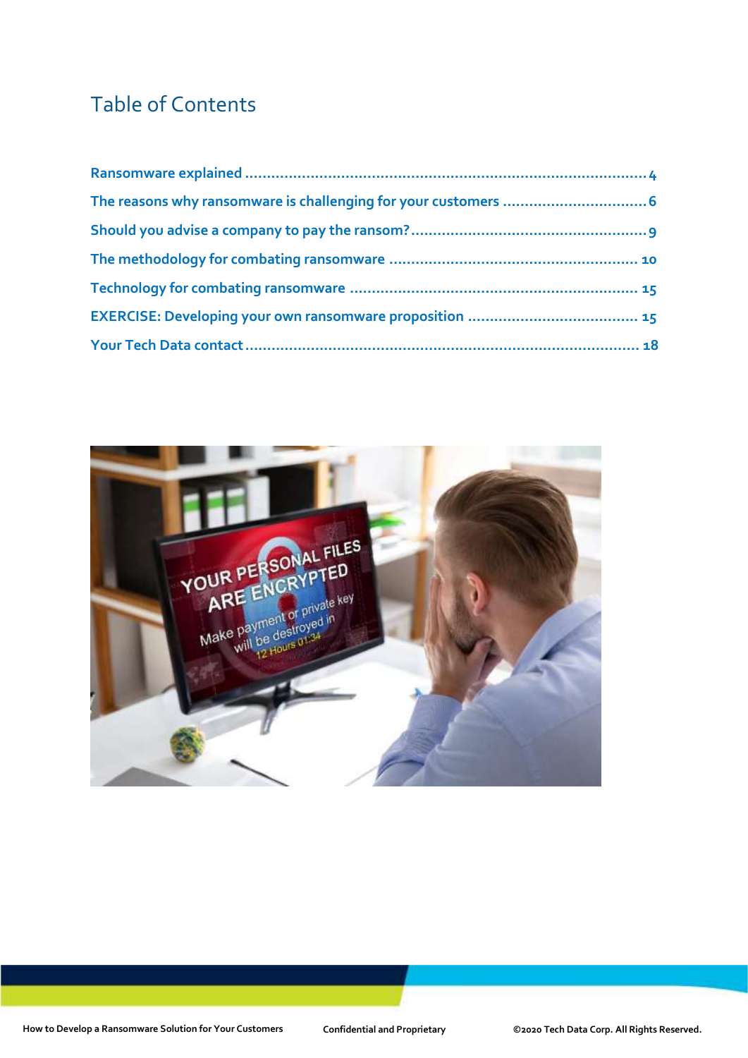# Table of Contents

Ransomware explained ........................................................................................ 4

The reasons why ransomware is challenging for your customers ................................. 6

Should you advise a company to pay the ransom? ..................................................... 9

The methodology for combating ransomware ......................................................... 10

Technology for combating ransomware .................................................................. 15

EXERCISE: Developing your own ransomware proposition ....................................... 15

Your Tech Data contact ........................................................................................ 18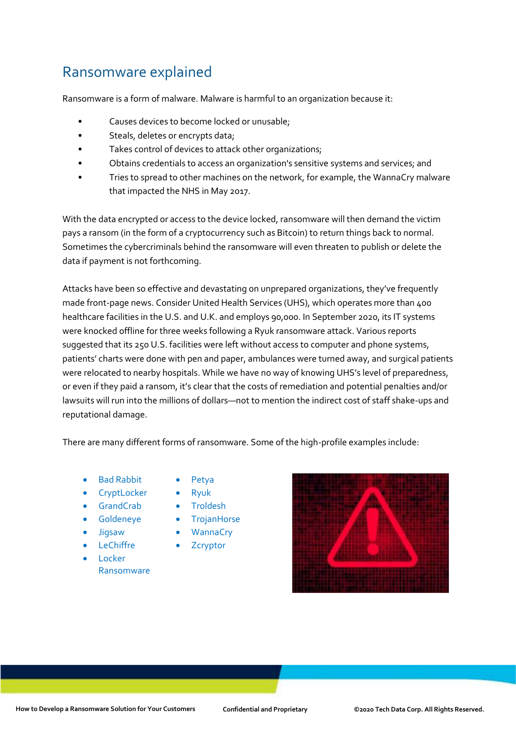## Ransomware explained

Ransomware is a form of malware. Malware is harmful to an organization because it:

- Causes devices to become locked or unusable;
- Steals, deletes or encrypts data;
- Takes control of devices to attack other organizations;
- Obtains credentials to access an organization's sensitive systems and services; and
- Tries to spread to other machines on the network, for example, the WannaCry malware that impacted the NHS in May 2017.

With the data encrypted or access to the device locked, ransomware will then demand the victim pays a ransom (in the form of a cryptocurrency such as Bitcoin) to return things back to normal. Sometimes the cybercriminals behind the ransomware will even threaten to publish or delete the data if payment is not forthcoming.

Attacks have been so effective and devastating on unprepared organizations, they've frequently made front-page news. Consider United Health Services (UHS), which operates more than 400 healthcare facilities in the U.S. and U.K. and employs 90,000. In September 2020, its IT systems were knocked offline for three weeks following a Ryuk ransomware attack. Various reports suggested that its 250 U.S. facilities were left without access to computer and phone systems, patients' charts were done with pen and paper, ambulances were turned away, and surgical patients were relocated to nearby hospitals. While we have no way of knowing UHS's level of preparedness, or even if they paid a ransom, it's clear that the costs of remediation and potential penalties and/or lawsuits will run into the millions of dollars—not to mention the indirect cost of staff shake-ups and reputational damage.

There are many different forms of ransomware. Some of the high-profile examples include:

- Bad Rabbit
- CryptLocker
- GrandCrab
- Goldeneye
- Jigsaw
- LeChiffre
- Locker Ransomware
- Petya
- Ryuk
- Troldesh
- TrojanHorse
- WannaCry
- Zcryptor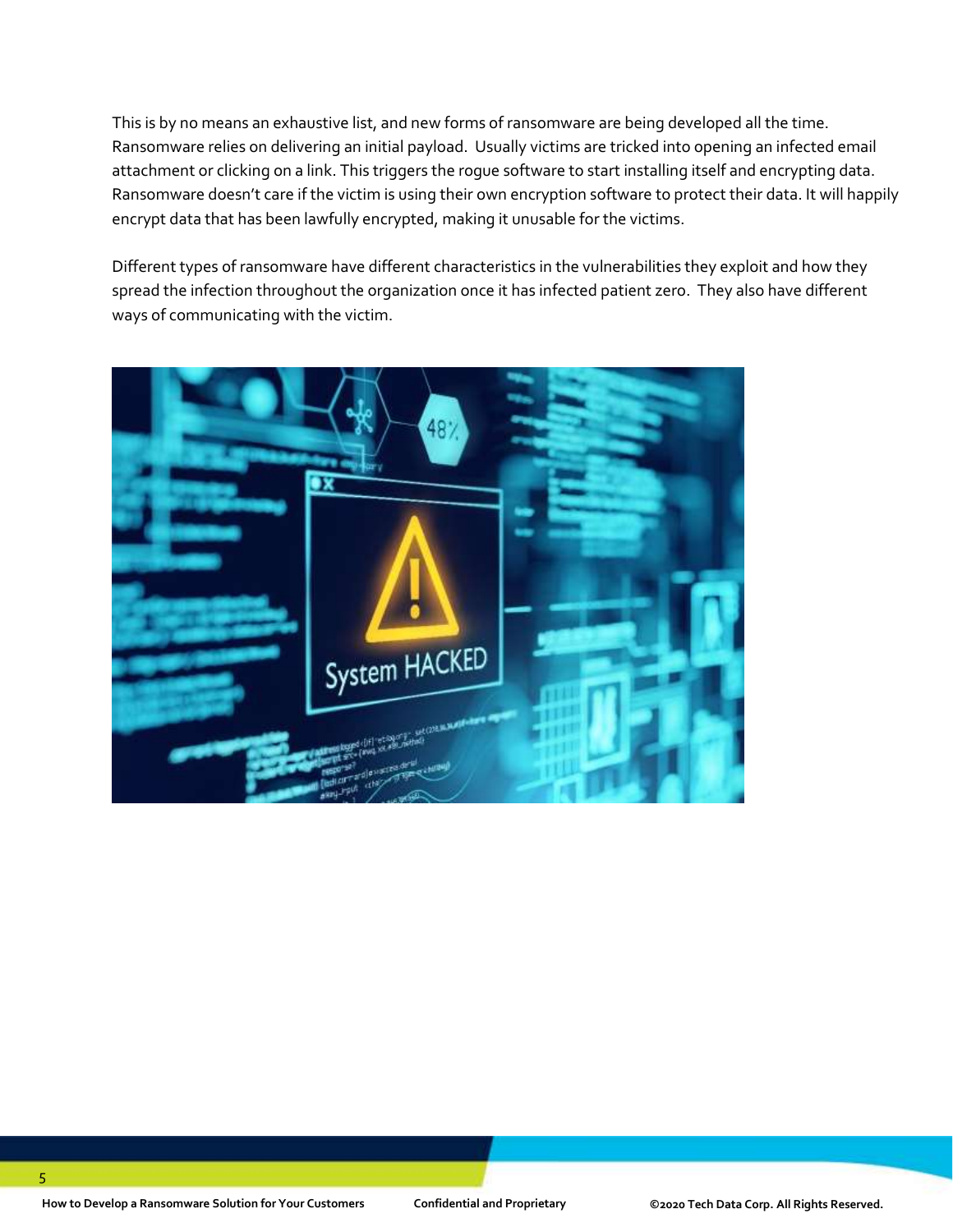This is by no means an exhaustive list, and new forms of ransomware are being developed all the time. Ransomware relies on delivering an initial payload. Usually victims are tricked into opening an infected email attachment or clicking on a link. This triggers the rogue software to start installing itself and encrypting data. Ransomware doesn't care if the victim is using their own encryption software to protect their data. It will happily encrypt data that has been lawfully encrypted, making it unusable for the victims.

Different types of ransomware have different characteristics in the vulnerabilities they exploit and how they spread the infection throughout the organization once it has infected patient zero. They also have different ways of communicating with the victim.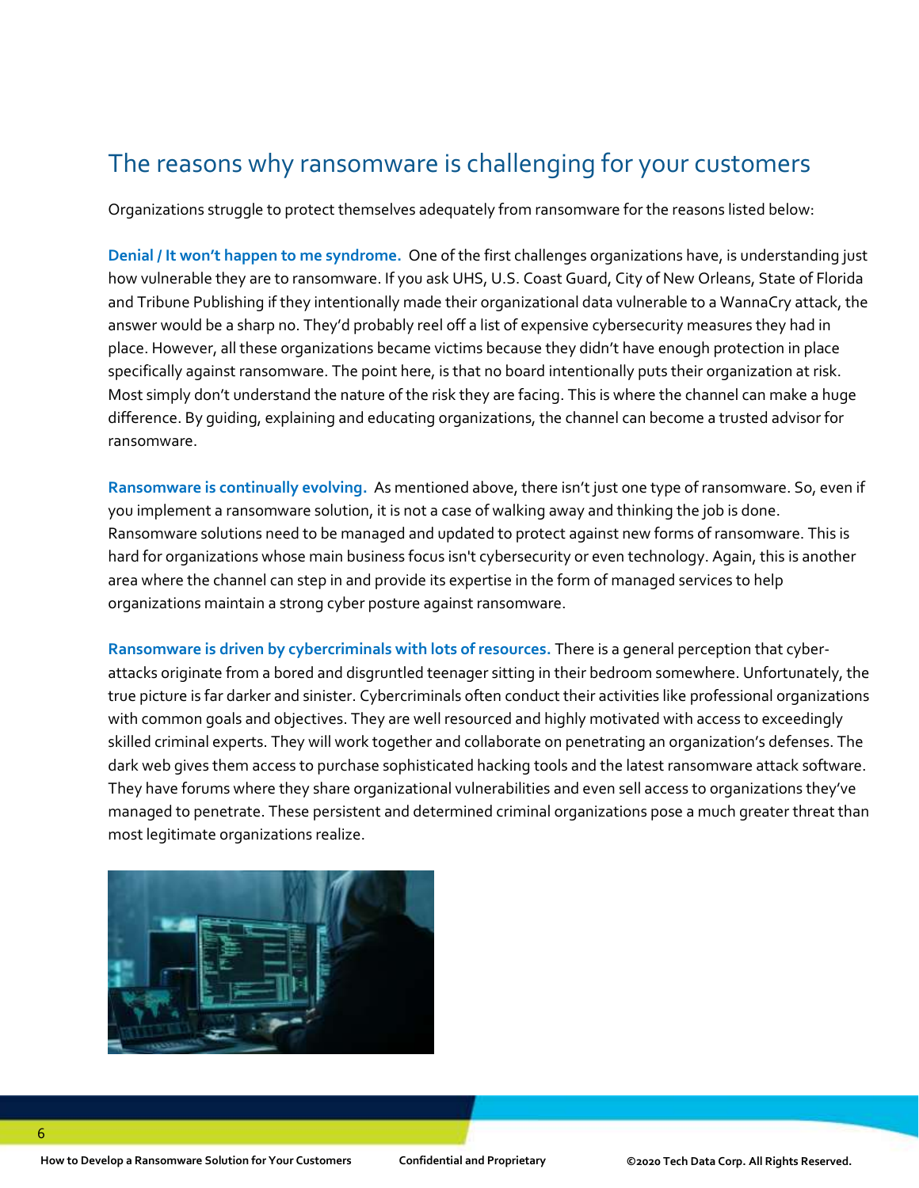## The reasons why ransomware is challenging for your customers

Organizations struggle to protect themselves adequately from ransomware for the reasons listed below:

**Denial / It won't happen to me syndrome.** One of the first challenges organizations have, is understanding just how vulnerable they are to ransomware. If you ask UHS, U.S. Coast Guard, City of New Orleans, State of Florida and Tribune Publishing if they intentionally made their organizational data vulnerable to a WannaCry attack, the answer would be a sharp no. They'd probably reel off a list of expensive cybersecurity measures they had in place. However, all these organizations became victims because they didn't have enough protection in place specifically against ransomware. The point here, is that no board intentionally puts their organization at risk. Most simply don't understand the nature of the risk they are facing. This is where the channel can make a huge difference. By guiding, explaining and educating organizations, the channel can become a trusted advisor for ransomware.

**Ransomware is continually evolving.** As mentioned above, there isn't just one type of ransomware. So, even if you implement a ransomware solution, it is not a case of walking away and thinking the job is done. Ransomware solutions need to be managed and updated to protect against new forms of ransomware. This is hard for organizations whose main business focus isn't cybersecurity or even technology. Again, this is another area where the channel can step in and provide its expertise in the form of managed services to help organizations maintain a strong cyber posture against ransomware.

**Ransomware is driven by cybercriminals with lots of resources.** There is a general perception that cyber-attacks originate from a bored and disgruntled teenager sitting in their bedroom somewhere. Unfortunately, the true picture is far darker and sinister. Cybercriminals often conduct their activities like professional organizations with common goals and objectives. They are well resourced and highly motivated with access to exceedingly skilled criminal experts. They will work together and collaborate on penetrating an organization's defenses. The dark web gives them access to purchase sophisticated hacking tools and the latest ransomware attack software. They have forums where they share organizational vulnerabilities and even sell access to organizations they've managed to penetrate. These persistent and determined criminal organizations pose a much greater threat than most legitimate organizations realize.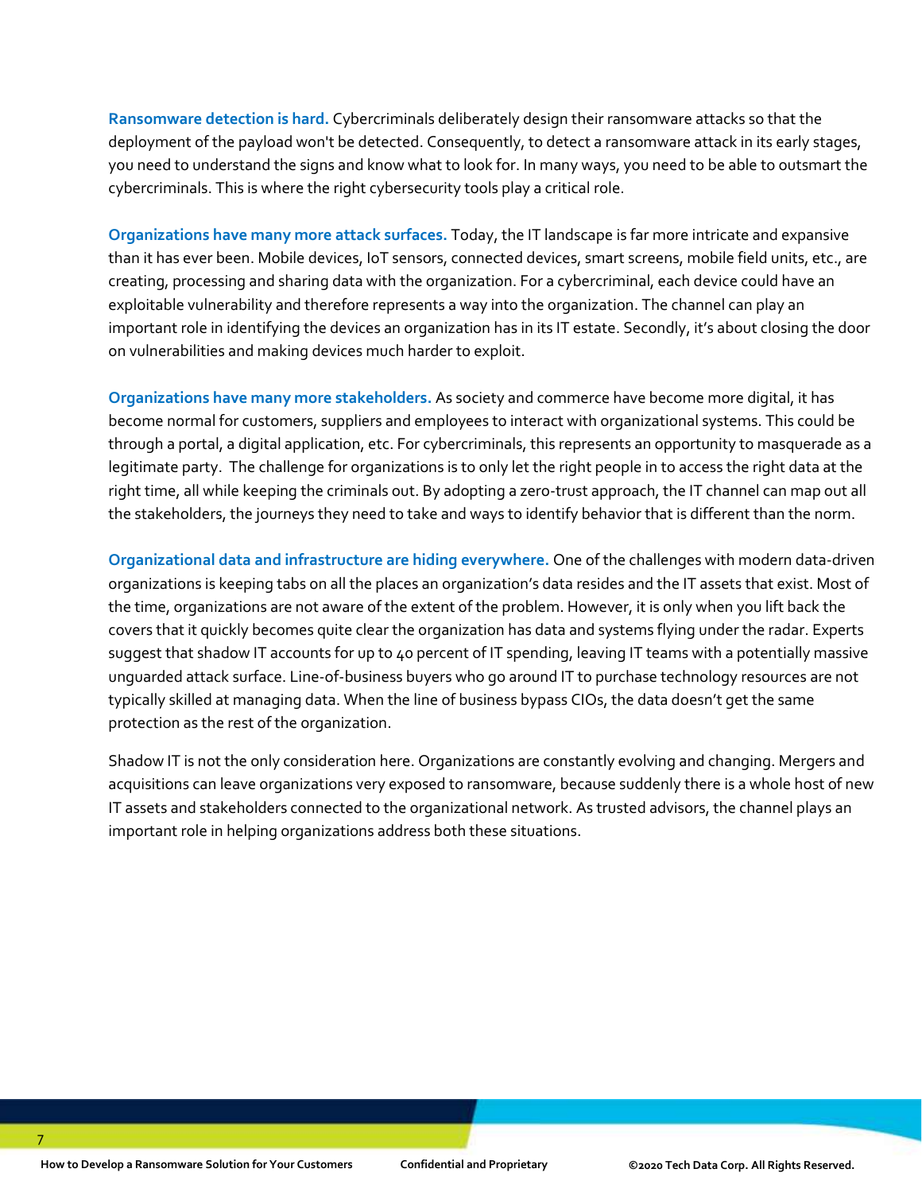**Ransomware detection is hard.** Cybercriminals deliberately design their ransomware attacks so that the deployment of the payload won't be detected. Consequently, to detect a ransomware attack in its early stages, you need to understand the signs and know what to look for. In many ways, you need to be able to outsmart the cybercriminals. This is where the right cybersecurity tools play a critical role.

**Organizations have many more attack surfaces.** Today, the IT landscape is far more intricate and expansive than it has ever been. Mobile devices, IoT sensors, connected devices, smart screens, mobile field units, etc., are creating, processing and sharing data with the organization. For a cybercriminal, each device could have an exploitable vulnerability and therefore represents a way into the organization. The channel can play an important role in identifying the devices an organization has in its IT estate. Secondly, it's about closing the door on vulnerabilities and making devices much harder to exploit.

**Organizations have many more stakeholders.** As society and commerce have become more digital, it has become normal for customers, suppliers and employees to interact with organizational systems. This could be through a portal, a digital application, etc. For cybercriminals, this represents an opportunity to masquerade as a legitimate party. The challenge for organizations is to only let the right people in to access the right data at the right time, all while keeping the criminals out. By adopting a zero-trust approach, the IT channel can map out all the stakeholders, the journeys they need to take and ways to identify behavior that is different than the norm.

**Organizational data and infrastructure are hiding everywhere.** One of the challenges with modern data-driven organizations is keeping tabs on all the places an organization's data resides and the IT assets that exist. Most of the time, organizations are not aware of the extent of the problem. However, it is only when you lift back the covers that it quickly becomes quite clear the organization has data and systems flying under the radar. Experts suggest that shadow IT accounts for up to 40 percent of IT spending, leaving IT teams with a potentially massive unguarded attack surface. Line-of-business buyers who go around IT to purchase technology resources are not typically skilled at managing data. When the line of business bypass CIOs, the data doesn't get the same protection as the rest of the organization.

Shadow IT is not the only consideration here. Organizations are constantly evolving and changing. Mergers and acquisitions can leave organizations very exposed to ransomware, because suddenly there is a whole host of new IT assets and stakeholders connected to the organizational network. As trusted advisors, the channel plays an important role in helping organizations address both these situations.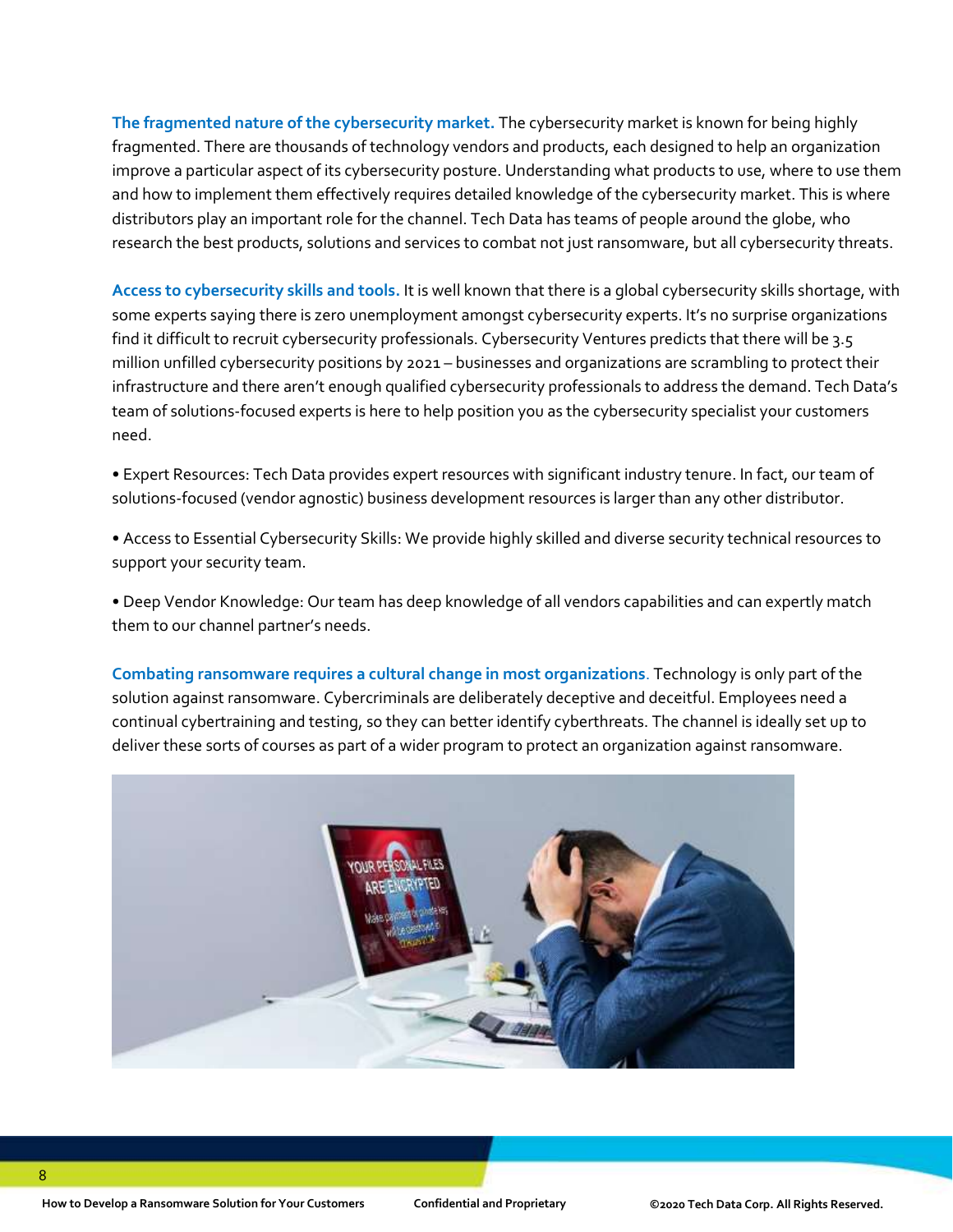**The fragmented nature of the cybersecurity market.** The cybersecurity market is known for being highly fragmented. There are thousands of technology vendors and products, each designed to help an organization improve a particular aspect of its cybersecurity posture. Understanding what products to use, where to use them and how to implement them effectively requires detailed knowledge of the cybersecurity market. This is where distributors play an important role for the channel. Tech Data has teams of people around the globe, who research the best products, solutions and services to combat not just ransomware, but all cybersecurity threats.

**Access to cybersecurity skills and tools.** It is well known that there is a global cybersecurity skills shortage, with some experts saying there is zero unemployment amongst cybersecurity experts. It's no surprise organizations find it difficult to recruit cybersecurity professionals. Cybersecurity Ventures predicts that there will be 3.5 million unfilled cybersecurity positions by 2021 – businesses and organizations are scrambling to protect their infrastructure and there aren't enough qualified cybersecurity professionals to address the demand. Tech Data's team of solutions-focused experts is here to help position you as the cybersecurity specialist your customers need.

- Expert Resources: Tech Data provides expert resources with significant industry tenure. In fact, our team of solutions-focused (vendor agnostic) business development resources is larger than any other distributor.
- Access to Essential Cybersecurity Skills: We provide highly skilled and diverse security technical resources to support your security team.
- Deep Vendor Knowledge: Our team has deep knowledge of all vendors capabilities and can expertly match them to our channel partner's needs.

**Combating ransomware requires a cultural change in most organizations.** Technology is only part of the solution against ransomware. Cybercriminals are deliberately deceptive and deceitful. Employees need a continual cybertraining and testing, so they can better identify cyberthreats. The channel is ideally set up to deliver these sorts of courses as part of a wider program to protect an organization against ransomware.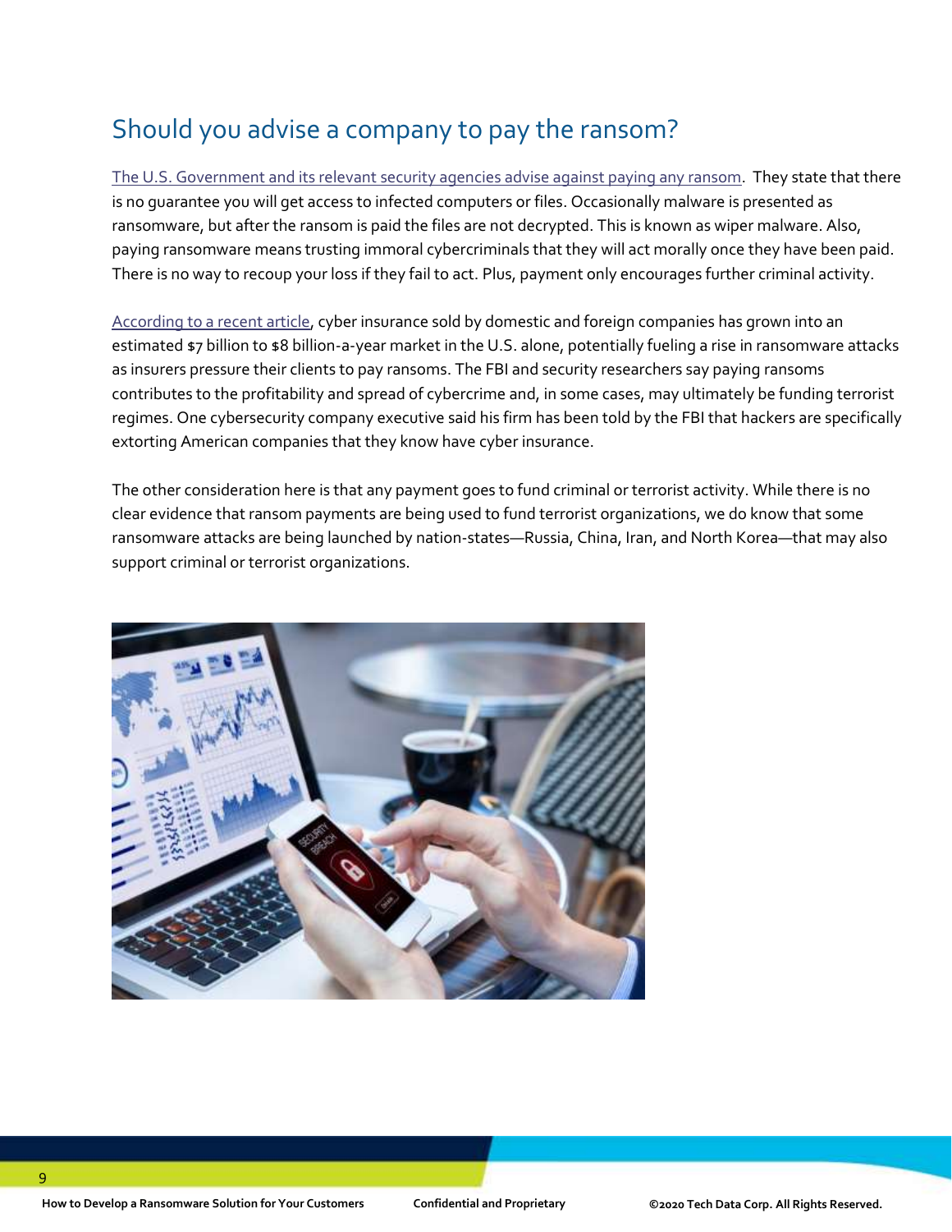## Should you advise a company to pay the ransom?

The U.S. Government and its relevant security agencies advise against paying any ransom. They state that there is no guarantee you will get access to infected computers or files. Occasionally malware is presented as ransomware, but after the ransom is paid the files are not decrypted. This is known as wiper malware. Also, paying ransomware means trusting immoral cybercriminals that they will act morally once they have been paid. There is no way to recoup your loss if they fail to act. Plus, payment only encourages further criminal activity.

According to a recent article, cyber insurance sold by domestic and foreign companies has grown into an estimated $7 billion to $8 billion-a-year market in the U.S. alone, potentially fueling a rise in ransomware attacks as insurers pressure their clients to pay ransoms. The FBI and security researchers say paying ransoms contributes to the profitability and spread of cybercrime and, in some cases, may ultimately be funding terrorist regimes. One cybersecurity company executive said his firm has been told by the FBI that hackers are specifically extorting American companies that they know have cyber insurance.

The other consideration here is that any payment goes to fund criminal or terrorist activity. While there is no clear evidence that ransom payments are being used to fund terrorist organizations, we do know that some ransomware attacks are being launched by nation-states—Russia, China, Iran, and North Korea—that may also support criminal or terrorist organizations.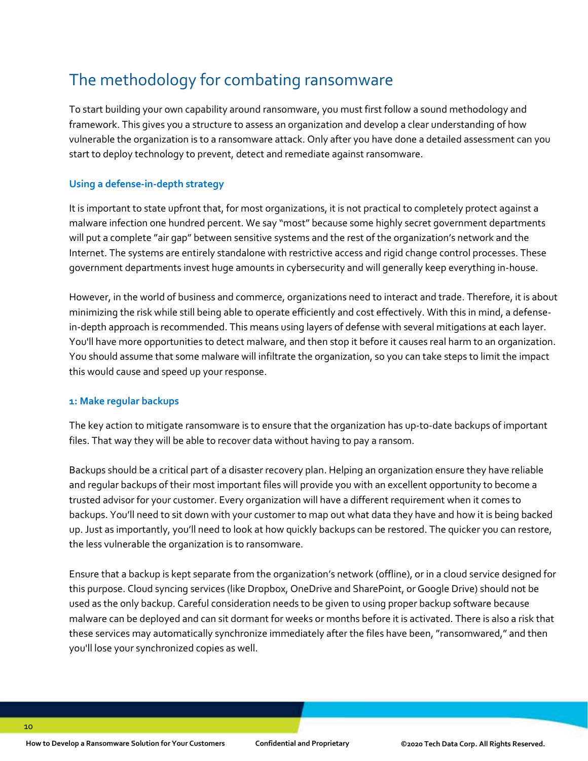# The methodology for combating ransomware

To start building your own capability around ransomware, you must first follow a sound methodology and framework. This gives you a structure to assess an organization and develop a clear understanding of how vulnerable the organization is to a ransomware attack. Only after you have done a detailed assessment can you start to deploy technology to prevent, detect and remediate against ransomware.

### Using a defense-in-depth strategy

It is important to state upfront that, for most organizations, it is not practical to completely protect against a malware infection one hundred percent. We say "most" because some highly secret government departments will put a complete "air gap" between sensitive systems and the rest of the organization's network and the Internet. The systems are entirely standalone with restrictive access and rigid change control processes. These government departments invest huge amounts in cybersecurity and will generally keep everything in-house.

However, in the world of business and commerce, organizations need to interact and trade. Therefore, it is about minimizing the risk while still being able to operate efficiently and cost effectively. With this in mind, a defense-in-depth approach is recommended. This means using layers of defense with several mitigations at each layer. You'll have more opportunities to detect malware, and then stop it before it causes real harm to an organization. You should assume that some malware will infiltrate the organization, so you can take steps to limit the impact this would cause and speed up your response.

#### 1: Make regular backups

The key action to mitigate ransomware is to ensure that the organization has up-to-date backups of important files. That way they will be able to recover data without having to pay a ransom.

Backups should be a critical part of a disaster recovery plan. Helping an organization ensure they have reliable and regular backups of their most important files will provide you with an excellent opportunity to become a trusted advisor for your customer. Every organization will have a different requirement when it comes to backups. You'll need to sit down with your customer to map out what data they have and how it is being backed up. Just as importantly, you'll need to look at how quickly backups can be restored. The quicker you can restore, the less vulnerable the organization is to ransomware.

Ensure that a backup is kept separate from the organization's network (offline), or in a cloud service designed for this purpose. Cloud syncing services (like Dropbox, OneDrive and SharePoint, or Google Drive) should not be used as the only backup. Careful consideration needs to be given to using proper backup software because malware can be deployed and can sit dormant for weeks or months before it is activated. There is also a risk that these services may automatically synchronize immediately after the files have been, "ransomwared," and then you'll lose your synchronized copies as well.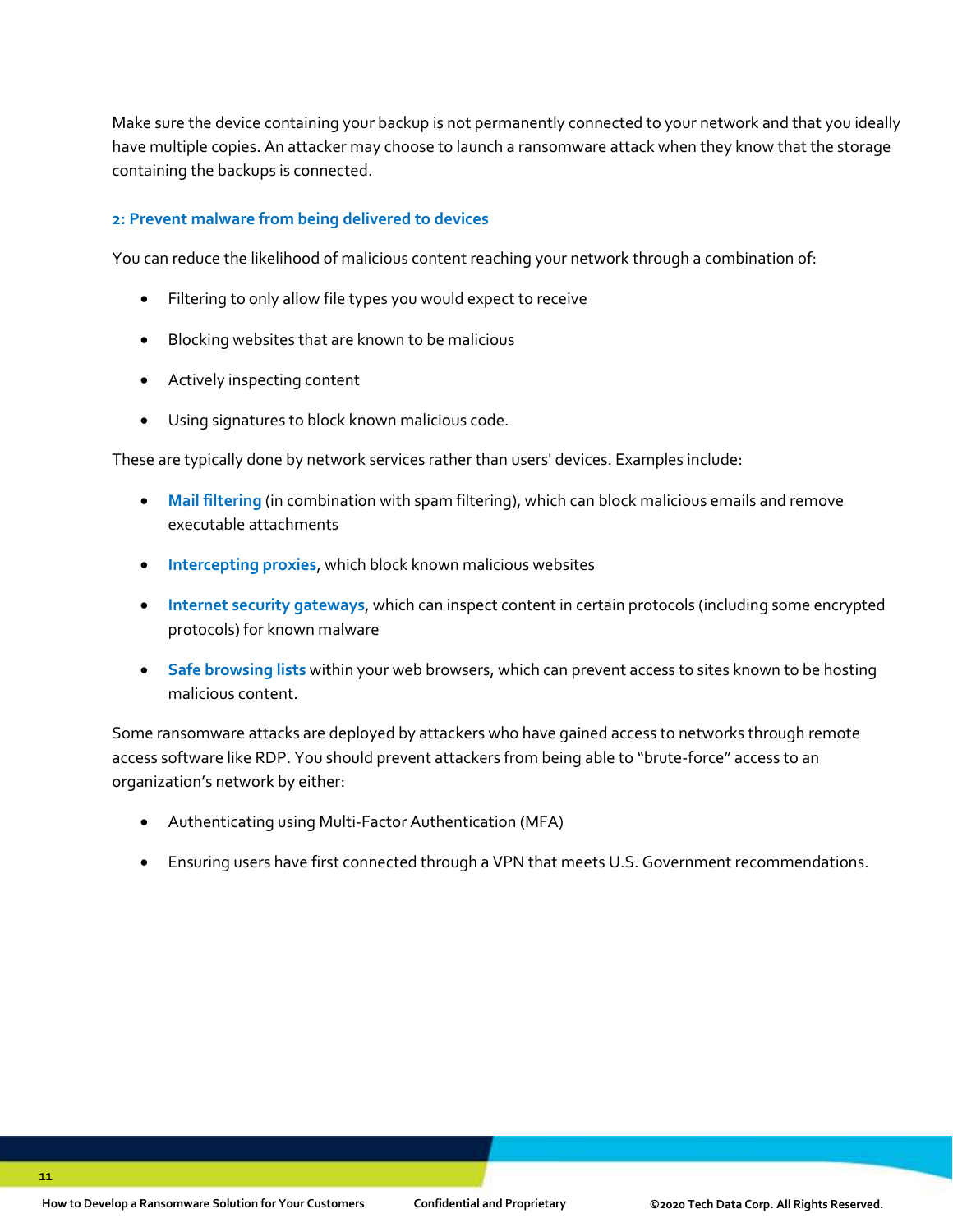Make sure the device containing your backup is not permanently connected to your network and that you ideally have multiple copies. An attacker may choose to launch a ransomware attack when they know that the storage containing the backups is connected.

### 2: Prevent malware from being delivered to devices

You can reduce the likelihood of malicious content reaching your network through a combination of:

- Filtering to only allow file types you would expect to receive
- Blocking websites that are known to be malicious
- Actively inspecting content
- Using signatures to block known malicious code.

These are typically done by network services rather than users' devices. Examples include:

- **Mail filtering** (in combination with spam filtering), which can block malicious emails and remove executable attachments
- **Intercepting proxies**, which block known malicious websites
- **Internet security gateways**, which can inspect content in certain protocols (including some encrypted protocols) for known malware
- **Safe browsing lists** within your web browsers, which can prevent access to sites known to be hosting malicious content.

Some ransomware attacks are deployed by attackers who have gained access to networks through remote access software like RDP. You should prevent attackers from being able to "brute-force" access to an organization's network by either:

- Authenticating using Multi-Factor Authentication (MFA)
- Ensuring users have first connected through a VPN that meets U.S. Government recommendations.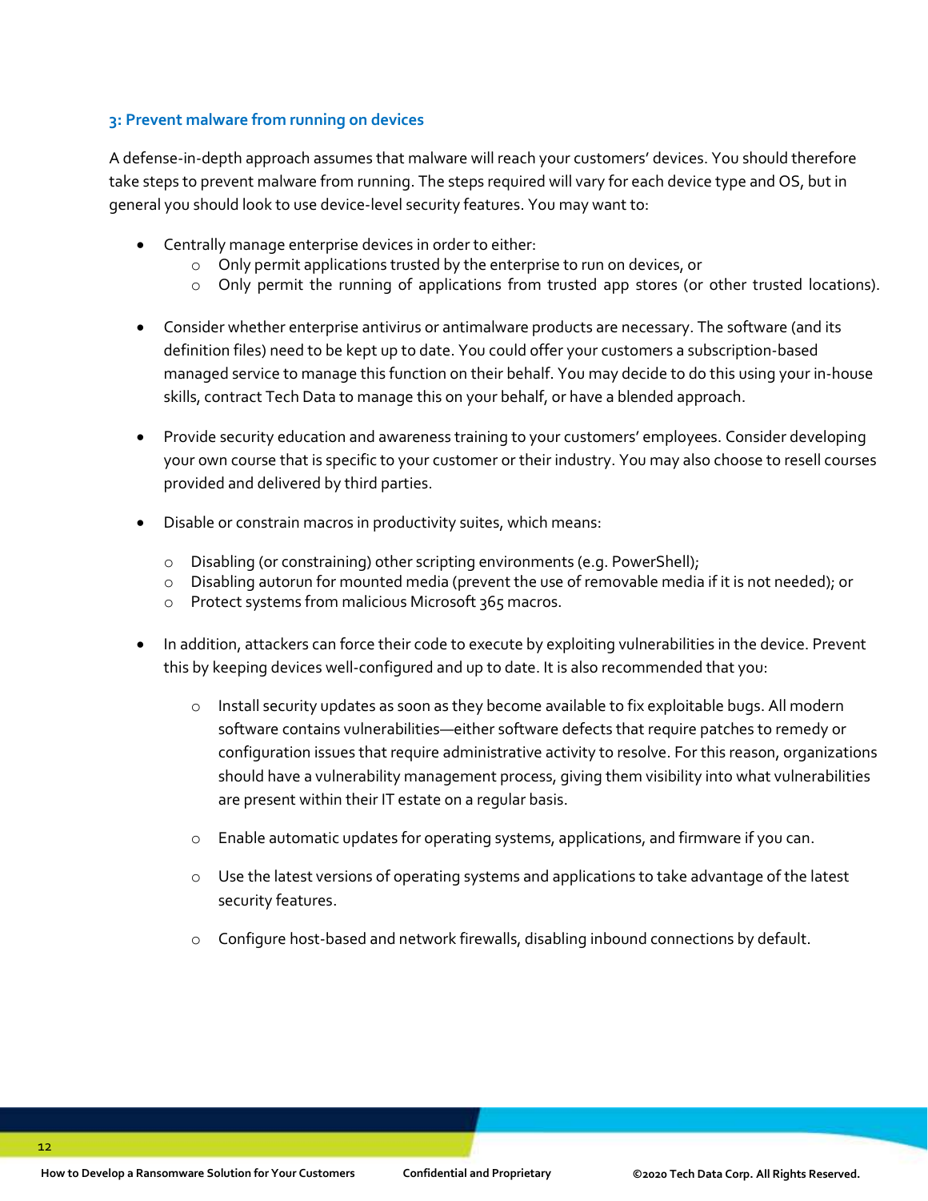### 3: Prevent malware from running on devices

A defense-in-depth approach assumes that malware will reach your customers' devices. You should therefore take steps to prevent malware from running. The steps required will vary for each device type and OS, but in general you should look to use device-level security features. You may want to:

- Centrally manage enterprise devices in order to either:
  - Only permit applications trusted by the enterprise to run on devices, or
  - Only permit the running of applications from trusted app stores (or other trusted locations).

- Consider whether enterprise antivirus or antimalware products are necessary. The software (and its definition files) need to be kept up to date. You could offer your customers a subscription-based managed service to manage this function on their behalf. You may decide to do this using your in-house skills, contract Tech Data to manage this on your behalf, or have a blended approach.

- Provide security education and awareness training to your customers' employees. Consider developing your own course that is specific to your customer or their industry. You may also choose to resell courses provided and delivered by third parties.

- Disable or constrain macros in productivity suites, which means:
  - Disabling (or constraining) other scripting environments (e.g. PowerShell);
  - Disabling autorun for mounted media (prevent the use of removable media if it is not needed); or
  - Protect systems from malicious Microsoft 365 macros.

- In addition, attackers can force their code to execute by exploiting vulnerabilities in the device. Prevent this by keeping devices well-configured and up to date. It is also recommended that you:
  - Install security updates as soon as they become available to fix exploitable bugs. All modern software contains vulnerabilities—either software defects that require patches to remedy or configuration issues that require administrative activity to resolve. For this reason, organizations should have a vulnerability management process, giving them visibility into what vulnerabilities are present within their IT estate on a regular basis.
  - Enable automatic updates for operating systems, applications, and firmware if you can.
  - Use the latest versions of operating systems and applications to take advantage of the latest security features.
  - Configure host-based and network firewalls, disabling inbound connections by default.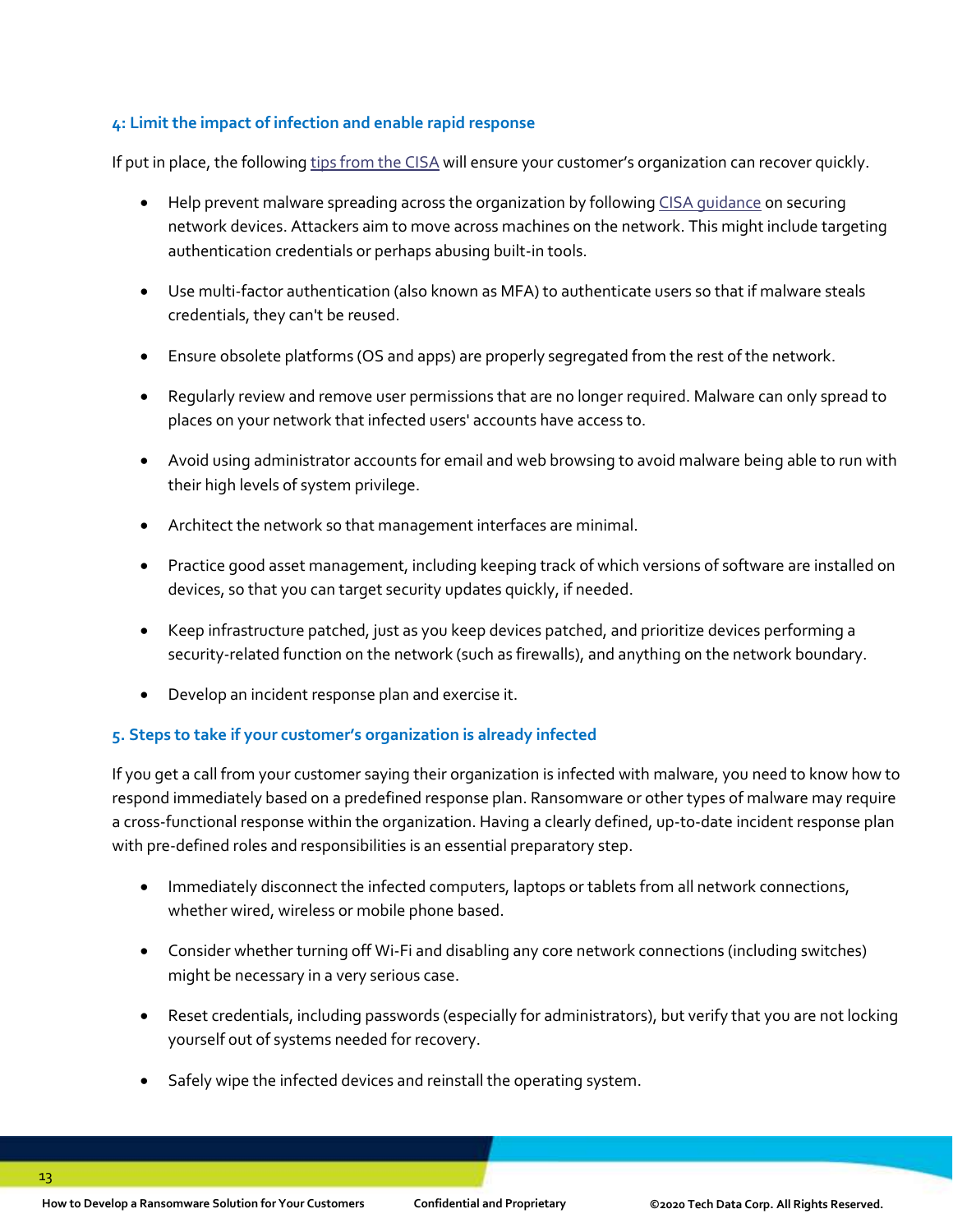### 4: Limit the impact of infection and enable rapid response

If put in place, the following tips from the CISA will ensure your customer's organization can recover quickly.

- Help prevent malware spreading across the organization by following CISA guidance on securing network devices. Attackers aim to move across machines on the network. This might include targeting authentication credentials or perhaps abusing built-in tools.
- Use multi-factor authentication (also known as MFA) to authenticate users so that if malware steals credentials, they can't be reused.
- Ensure obsolete platforms (OS and apps) are properly segregated from the rest of the network.
- Regularly review and remove user permissions that are no longer required. Malware can only spread to places on your network that infected users' accounts have access to.
- Avoid using administrator accounts for email and web browsing to avoid malware being able to run with their high levels of system privilege.
- Architect the network so that management interfaces are minimal.
- Practice good asset management, including keeping track of which versions of software are installed on devices, so that you can target security updates quickly, if needed.
- Keep infrastructure patched, just as you keep devices patched, and prioritize devices performing a security-related function on the network (such as firewalls), and anything on the network boundary.
- Develop an incident response plan and exercise it.

### 5. Steps to take if your customer's organization is already infected

If you get a call from your customer saying their organization is infected with malware, you need to know how to respond immediately based on a predefined response plan. Ransomware or other types of malware may require a cross-functional response within the organization. Having a clearly defined, up-to-date incident response plan with pre-defined roles and responsibilities is an essential preparatory step.

- Immediately disconnect the infected computers, laptops or tablets from all network connections, whether wired, wireless or mobile phone based.
- Consider whether turning off Wi-Fi and disabling any core network connections (including switches) might be necessary in a very serious case.
- Reset credentials, including passwords (especially for administrators), but verify that you are not locking yourself out of systems needed for recovery.
- Safely wipe the infected devices and reinstall the operating system.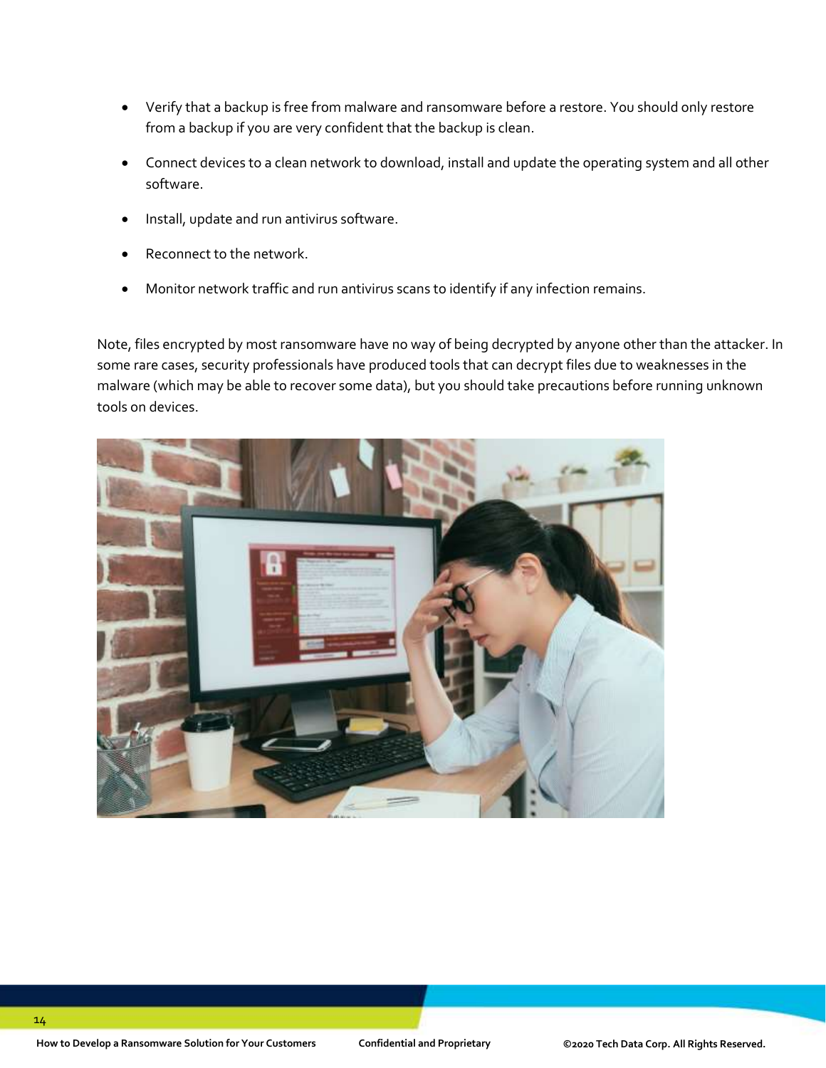- Verify that a backup is free from malware and ransomware before a restore. You should only restore from a backup if you are very confident that the backup is clean.
- Connect devices to a clean network to download, install and update the operating system and all other software.
- Install, update and run antivirus software.
- Reconnect to the network.
- Monitor network traffic and run antivirus scans to identify if any infection remains.

Note, files encrypted by most ransomware have no way of being decrypted by anyone other than the attacker. In some rare cases, security professionals have produced tools that can decrypt files due to weaknesses in the malware (which may be able to recover some data), but you should take precautions before running unknown tools on devices.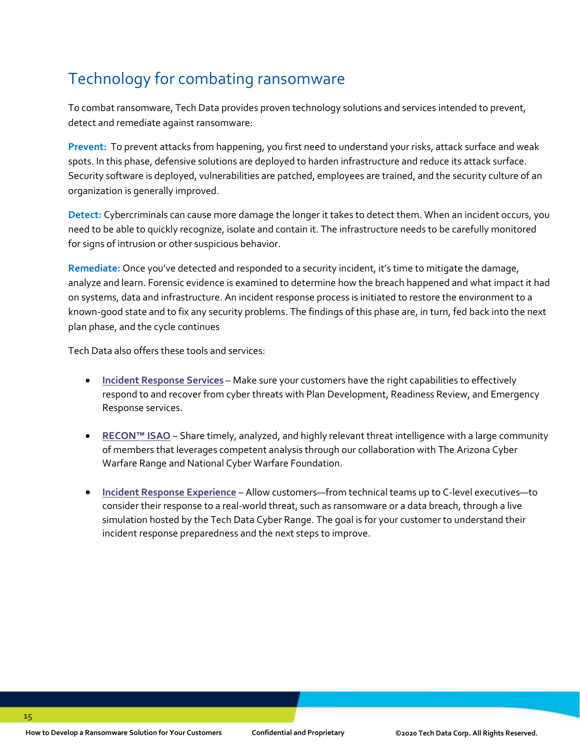## Technology for combating ransomware

To combat ransomware, Tech Data provides proven technology solutions and services intended to prevent, detect and remediate against ransomware:

**Prevent:** To prevent attacks from happening, you first need to understand your risks, attack surface and weak spots. In this phase, defensive solutions are deployed to harden infrastructure and reduce its attack surface. Security software is deployed, vulnerabilities are patched, employees are trained, and the security culture of an organization is generally improved.

**Detect:** Cybercriminals can cause more damage the longer it takes to detect them. When an incident occurs, you need to be able to quickly recognize, isolate and contain it. The infrastructure needs to be carefully monitored for signs of intrusion or other suspicious behavior.

**Remediate:** Once you've detected and responded to a security incident, it's time to mitigate the damage, analyze and learn. Forensic evidence is examined to determine how the breach happened and what impact it had on systems, data and infrastructure. An incident response process is initiated to restore the environment to a known-good state and to fix any security problems. The findings of this phase are, in turn, fed back into the next plan phase, and the cycle continues

Tech Data also offers these tools and services:

- Incident Response Services – Make sure your customers have the right capabilities to effectively respond to and recover from cyber threats with Plan Development, Readiness Review, and Emergency Response services.
- RECON™ ISAO – Share timely, analyzed, and highly relevant threat intelligence with a large community of members that leverages competent analysis through our collaboration with The Arizona Cyber Warfare Range and National Cyber Warfare Foundation.
- Incident Response Experience – Allow customers—from technical teams up to C-level executives—to consider their response to a real-world threat, such as ransomware or a data breach, through a live simulation hosted by the Tech Data Cyber Range. The goal is for your customer to understand their incident response preparedness and the next steps to improve.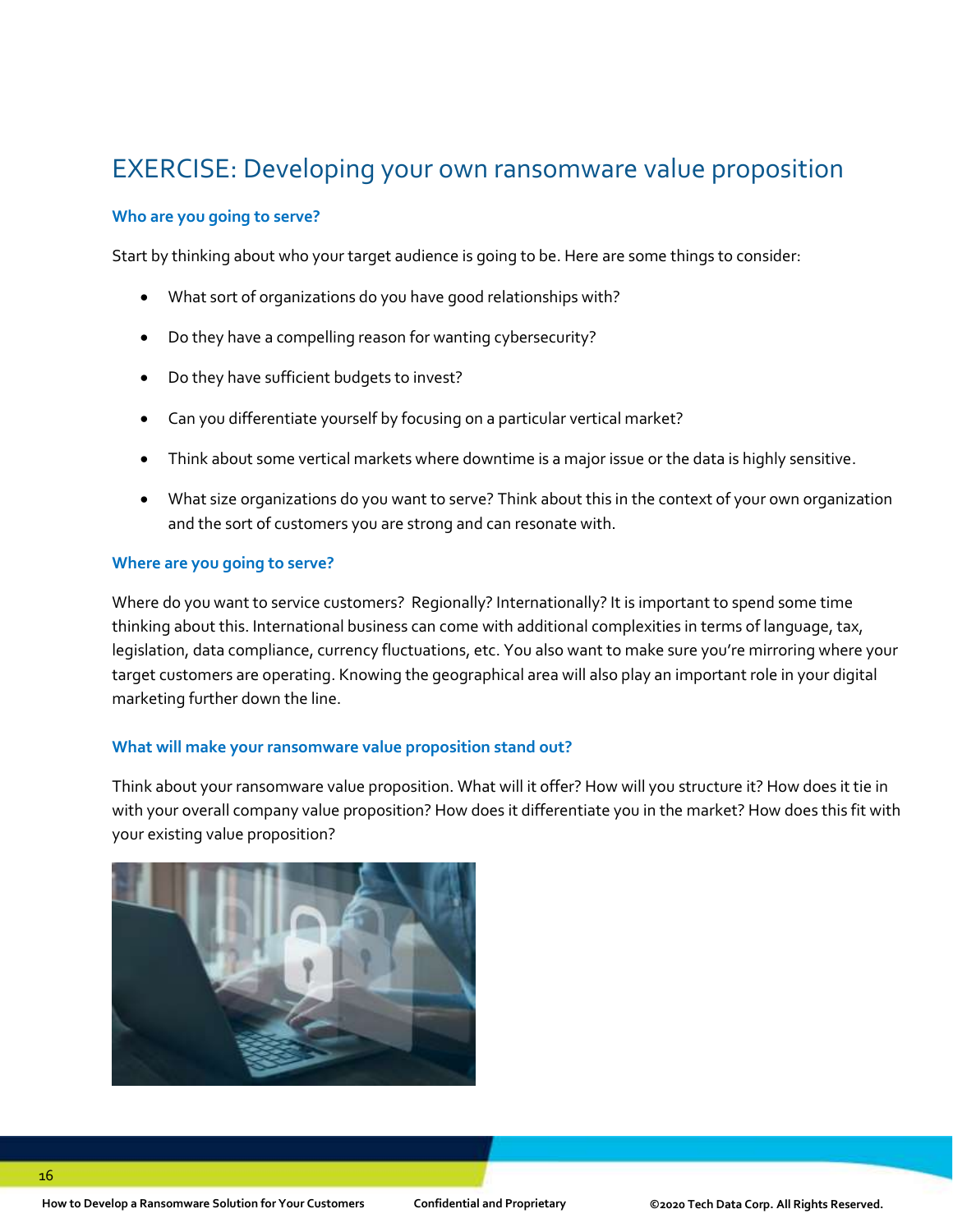# EXERCISE: Developing your own ransomware value proposition

### Who are you going to serve?

Start by thinking about who your target audience is going to be. Here are some things to consider:

- What sort of organizations do you have good relationships with?
- Do they have a compelling reason for wanting cybersecurity?
- Do they have sufficient budgets to invest?
- Can you differentiate yourself by focusing on a particular vertical market?
- Think about some vertical markets where downtime is a major issue or the data is highly sensitive.
- What size organizations do you want to serve? Think about this in the context of your own organization and the sort of customers you are strong and can resonate with.

### Where are you going to serve?

Where do you want to service customers? Regionally? Internationally? It is important to spend some time thinking about this. International business can come with additional complexities in terms of language, tax, legislation, data compliance, currency fluctuations, etc. You also want to make sure you're mirroring where your target customers are operating. Knowing the geographical area will also play an important role in your digital marketing further down the line.

### What will make your ransomware value proposition stand out?

Think about your ransomware value proposition. What will it offer? How will you structure it? How does it tie in with your overall company value proposition? How does it differentiate you in the market? How does this fit with your existing value proposition?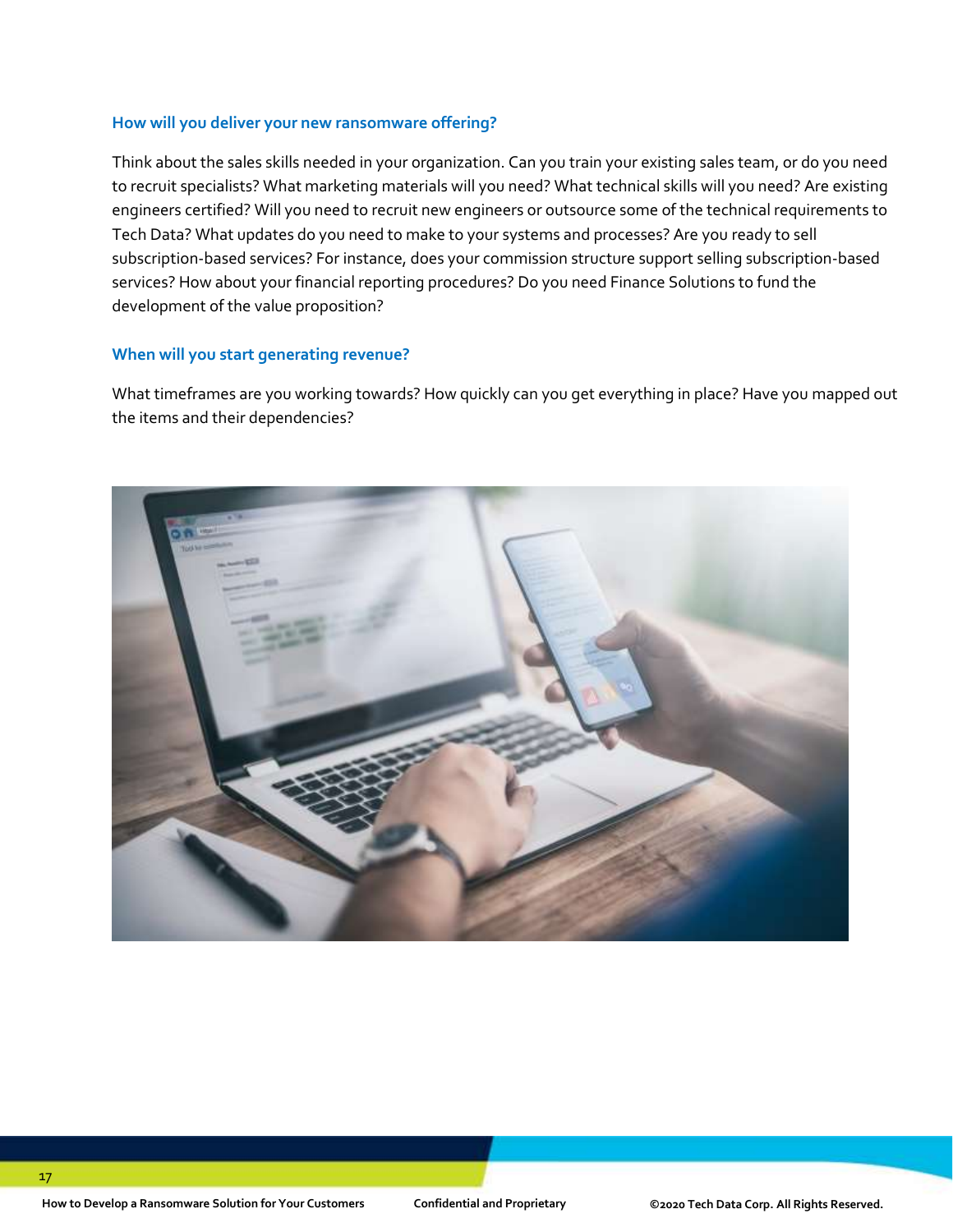### How will you deliver your new ransomware offering?

Think about the sales skills needed in your organization. Can you train your existing sales team, or do you need to recruit specialists? What marketing materials will you need? What technical skills will you need? Are existing engineers certified? Will you need to recruit new engineers or outsource some of the technical requirements to Tech Data? What updates do you need to make to your systems and processes? Are you ready to sell subscription-based services? For instance, does your commission structure support selling subscription-based services? How about your financial reporting procedures? Do you need Finance Solutions to fund the development of the value proposition?

### When will you start generating revenue?

What timeframes are you working towards? How quickly can you get everything in place? Have you mapped out the items and their dependencies?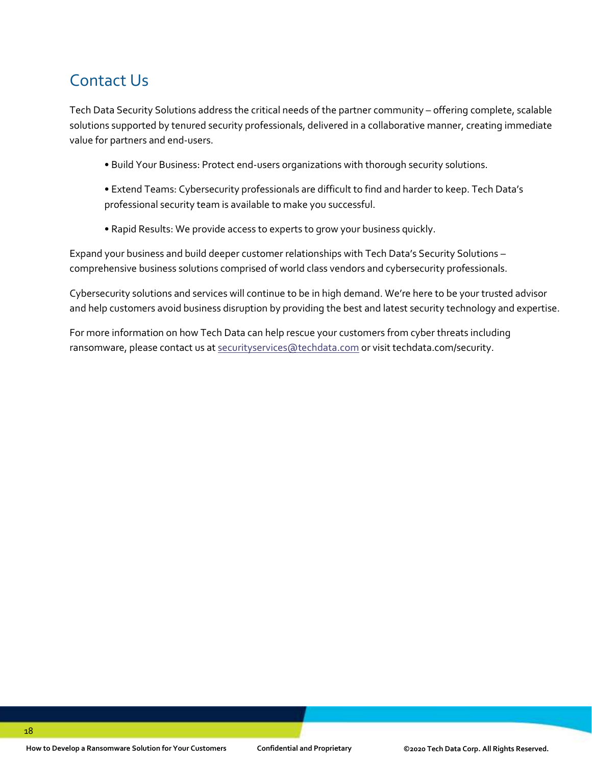## Contact Us

Tech Data Security Solutions address the critical needs of the partner community – offering complete, scalable solutions supported by tenured security professionals, delivered in a collaborative manner, creating immediate value for partners and end-users.

- Build Your Business: Protect end-users organizations with thorough security solutions.
- Extend Teams: Cybersecurity professionals are difficult to find and harder to keep. Tech Data's professional security team is available to make you successful.
- Rapid Results: We provide access to experts to grow your business quickly.

Expand your business and build deeper customer relationships with Tech Data's Security Solutions – comprehensive business solutions comprised of world class vendors and cybersecurity professionals.

Cybersecurity solutions and services will continue to be in high demand. We're here to be your trusted advisor and help customers avoid business disruption by providing the best and latest security technology and expertise.

For more information on how Tech Data can help rescue your customers from cyber threats including ransomware, please contact us at securityservices@techdata.com or visit techdata.com/security.